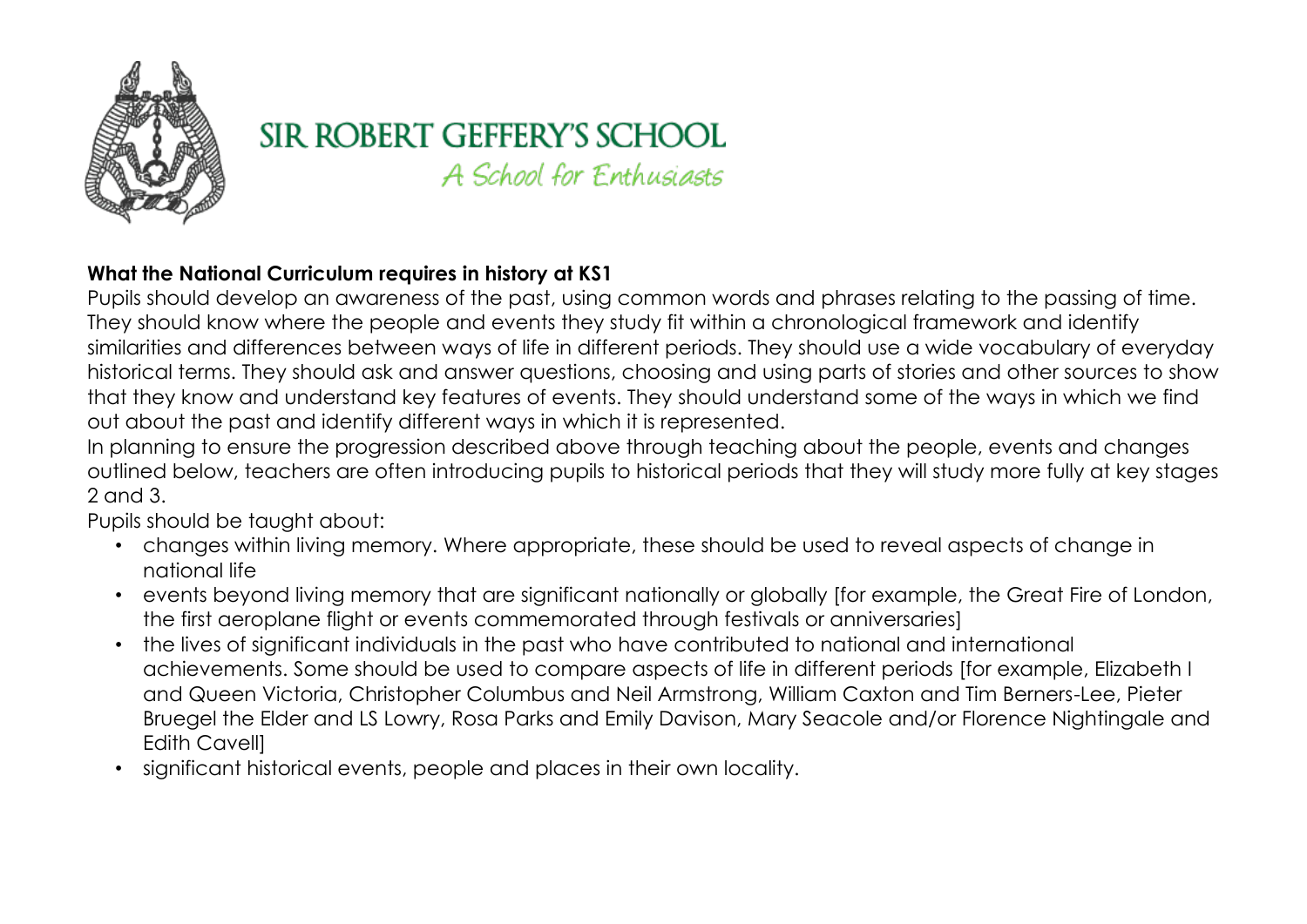# SIR ROBERT GEFFERY'S SCHOOL

*A School for Enthusiasts*

**What the National Curriculum requires in history at KS1**

Pupils should develop an awareness of the past, using common words and phrases relating to the passing of time. They should know where the people and events they study fit within a chronological framework and identify similarities and differences between ways of life in different periods. They should use a wide vocabulary of everyday historical terms. They should ask and answer questions, choosing and using parts of stories and other sources to show that they know and understand key features of events. They should understand some of the ways in which we find out about the past and identify different ways in which it is represented.

In planning to ensure the progression described above through teaching about the people, events and changes outlined below, teachers are often introducing pupils to historical periods that they will study more fully at key stages 2 and 3.

Pupils should be taught about:

- changes within living memory. Where appropriate, these should be used to reveal aspects of change in national life
- events beyond living memory that are significant nationally or globally [for example, the Great Fire of London, the first aeroplane flight or events commemorated through festivals or anniversaries]
- the lives of significant individuals in the past who have contributed to national and international achievements. Some should be used to compare aspects of life in different periods [for example, Elizabeth I and Queen Victoria, Christopher Columbus and Neil Armstrong, William Caxton and Tim Berners-Lee, Pieter Bruegel the Elder and LS Lowry, Rosa Parks and Emily Davison, Mary Seacole and/or Florence Nightingale and Edith Cavell]
- significant historical events, people and places in their own locality.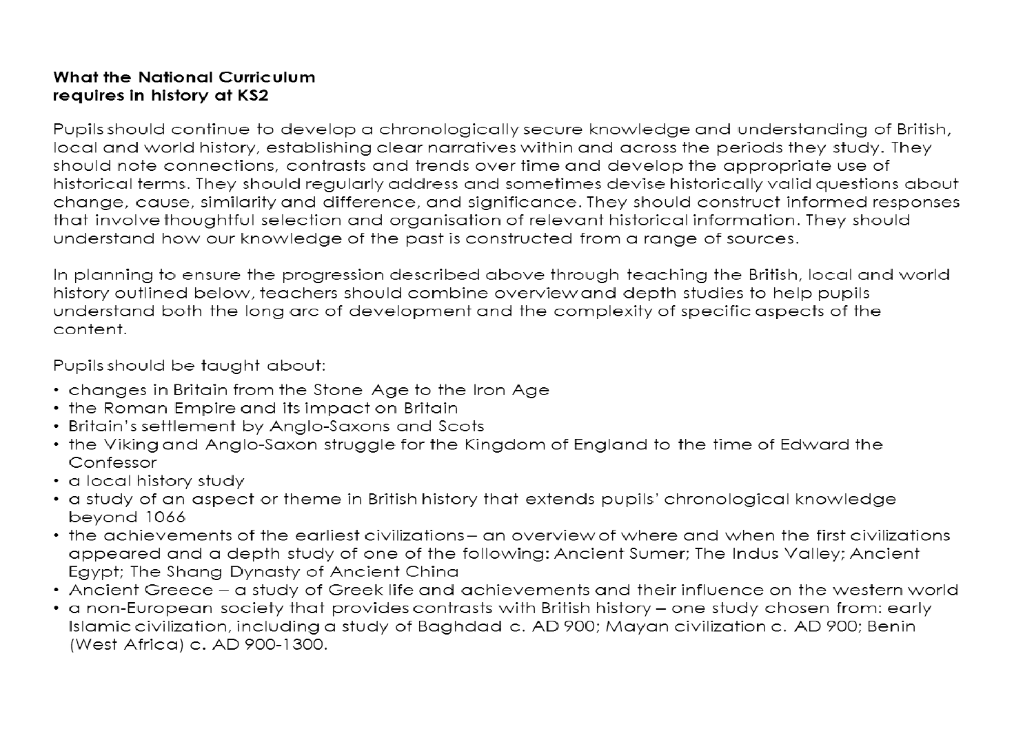**What the National Curriculum requires in history at KS2**

Pupils should continue to develop a chronologically secure knowledge and understanding of British, local and world history, establishing clear narratives within and across the periods they study. They should note connections, contrasts and trends over time and develop the appropriate use of historical terms. They should regularly address and sometimes devise historically valid questions about change, cause, similarity and difference, and significance. They should construct informed responses that involve thoughtful selection and organisation of relevant historical information. They should understand how our knowledge of the past is constructed from a range of sources.

In planning to ensure the progression described above through teaching the British, local and world history outlined below, teachers should combine overview and depth studies to help pupils understand both the long arc of development and the complexity of specific aspects of the content.

Pupils should be taught about:

- changes in Britain from the Stone Age to the Iron Age
- the Roman Empire and its impact on Britain
- Britain's settlement by Anglo-Saxons and Scots
- the Viking and Anglo-Saxon struggle for the Kingdom of England to the time of Edward the Confessor
- a local history study
- a study of an aspect or theme in British history that extends pupils' chronological knowledge beyond 1066
- the achievements of the earliest civilizations – an overview of where and when the first civilizations appeared and a depth study of one of the following: Ancient Sumer; The Indus Valley; Ancient Egypt; The Shang Dynasty of Ancient China
- Ancient Greece – a study of Greek life and achievements and their influence on the western world
- a non-European society that provides contrasts with British history – one study chosen from: early Islamic civilization, including a study of Baghdad c. AD 900; Mayan civilization c. AD 900; Benin (West Africa) c. AD 900-1300.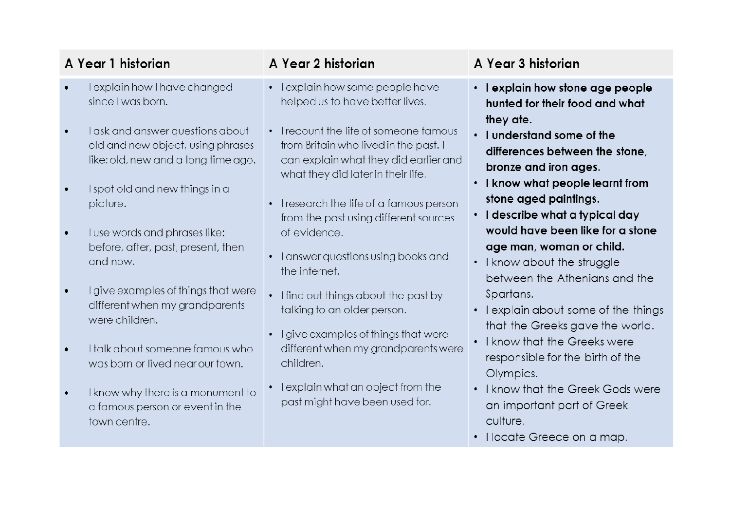| A Year 1 historian | A Year 2 historian | A Year 3 historian |
| --- | --- | --- |
| • I explain how I have changed since I was born.<br><br>• I ask and answer questions about old and new object, using phrases like: old, new and a long time ago.<br><br>• I spot old and new things in a picture.<br><br>• I use words and phrases like: before, after, past, present, then and now.<br><br>• I give examples of things that were different when my grandparents were children.<br><br>• I talk about someone famous who was born or lived near our town.<br><br>• I know why there is a monument to a famous person or event in the town centre. | • I explain how some people have helped us to have better lives.<br><br>• I recount the life of someone famous from Britain who lived in the past. I can explain what they did earlier and what they did later in their life.<br><br>• I research the life of a famous person from the past using different sources of evidence.<br><br>• I answer questions using books and the internet.<br><br>• I find out things about the past by talking to an older person.<br><br>• I give examples of things that were different when my grandparents were children.<br><br>• I explain what an object from the past might have been used for. | • **I explain how stone age people hunted for their food and what they ate.**<br>• **I understand some of the differences between the stone, bronze and iron ages.**<br>• **I know what people learnt from stone aged paintings.**<br>• **I describe what a typical day would have been like for a stone age man, woman or child.**<br>• I know about the struggle between the Athenians and the Spartans.<br>• I explain about some of the things that the Greeks gave the world.<br>• I know that the Greeks were responsible for the birth of the Olympics.<br>• I know that the Greek Gods were an important part of Greek culture.<br>• I locate Greece on a map. |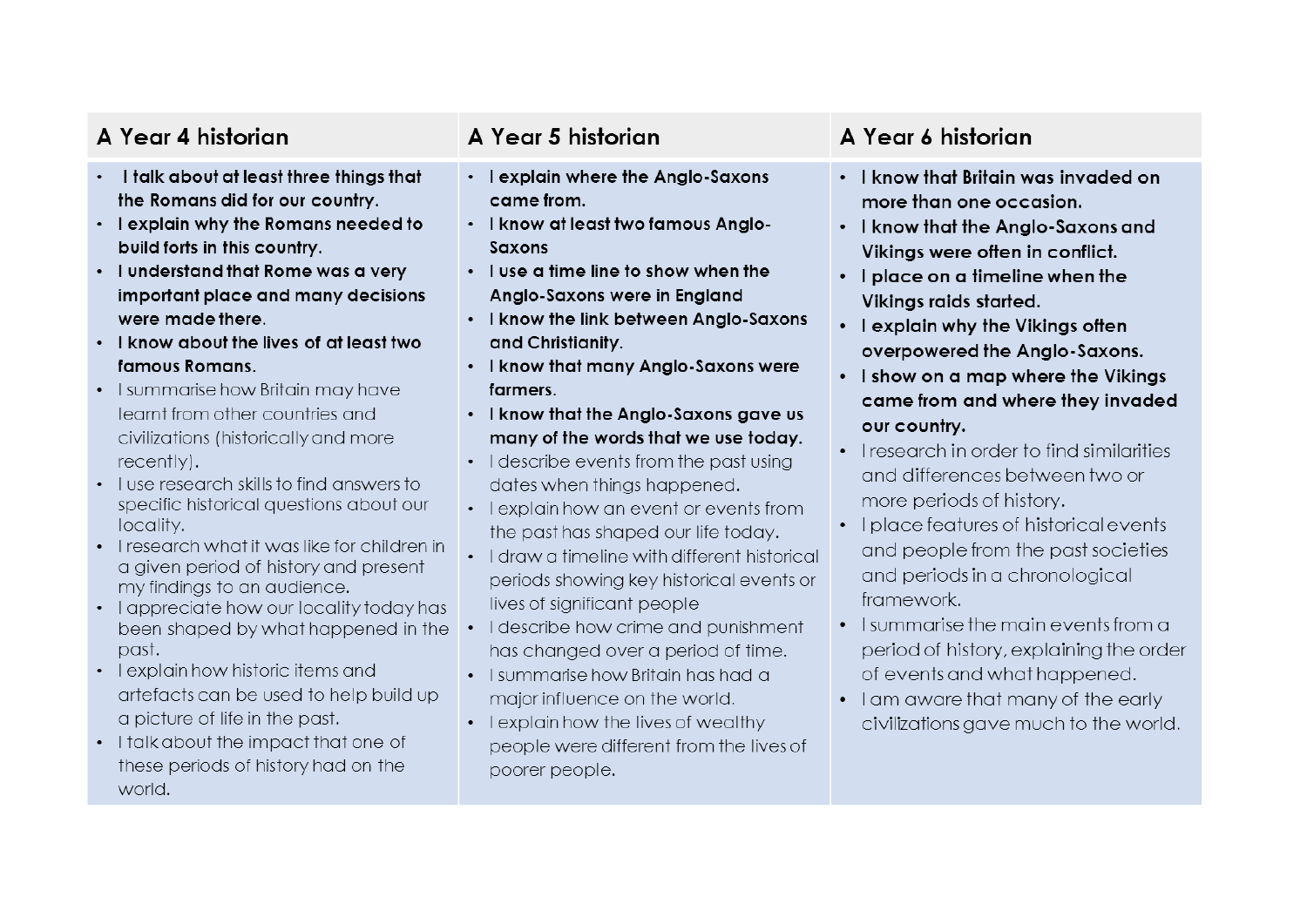| A Year 4 historian | A Year 5 historian | A Year 6 historian |
|---|---|---|
| • **I talk about at least three things that the Romans did for our country.**<br>• **I explain why the Romans needed to build forts in this country.**<br>• **I understand that Rome was a very important place and many decisions were made there.**<br>• **I know about the lives of at least two famous Romans.**<br>• I summarise how Britain may have learnt from other countries and civilizations (historically and more recently).<br>• I use research skills to find answers to specific historical questions about our locality.<br>• I research what it was like for children in a given period of history and present my findings to an audience.<br>• I appreciate how our locality today has been shaped by what happened in the past.<br>• I explain how historic items and artefacts can be used to help build up a picture of life in the past.<br>• I talk about the impact that one of these periods of history had on the world. | • **I explain where the Anglo-Saxons came from.**<br>• **I know at least two famous Anglo-Saxons**<br>• **I use a time line to show when the Anglo-Saxons were in England**<br>• **I know the link between Anglo-Saxons and Christianity.**<br>• **I know that many Anglo-Saxons were farmers.**<br>• **I know that the Anglo-Saxons gave us many of the words that we use today.**<br>• I describe events from the past using dates when things happened.<br>• I explain how an event or events from the past has shaped our life today.<br>• I draw a timeline with different historical periods showing key historical events or lives of significant people<br>• I describe how crime and punishment has changed over a period of time.<br>• I summarise how Britain has had a major influence on the world.<br>• I explain how the lives of wealthy people were different from the lives of poorer people. | • **I know that Britain was invaded on more than one occasion.**<br>• **I know that the Anglo-Saxons and Vikings were often in conflict.**<br>• **I place on a timeline when the Vikings raids started.**<br>• **I explain why the Vikings often overpowered the Anglo-Saxons.**<br>• **I show on a map where the Vikings came from and where they invaded our country.**<br>• I research in order to find similarities and differences between two or more periods of history.<br>• I place features of historical events and people from the past societies and periods in a chronological framework.<br>• I summarise the main events from a period of history, explaining the order of events and what happened.<br>• I am aware that many of the early civilizations gave much to the world. |